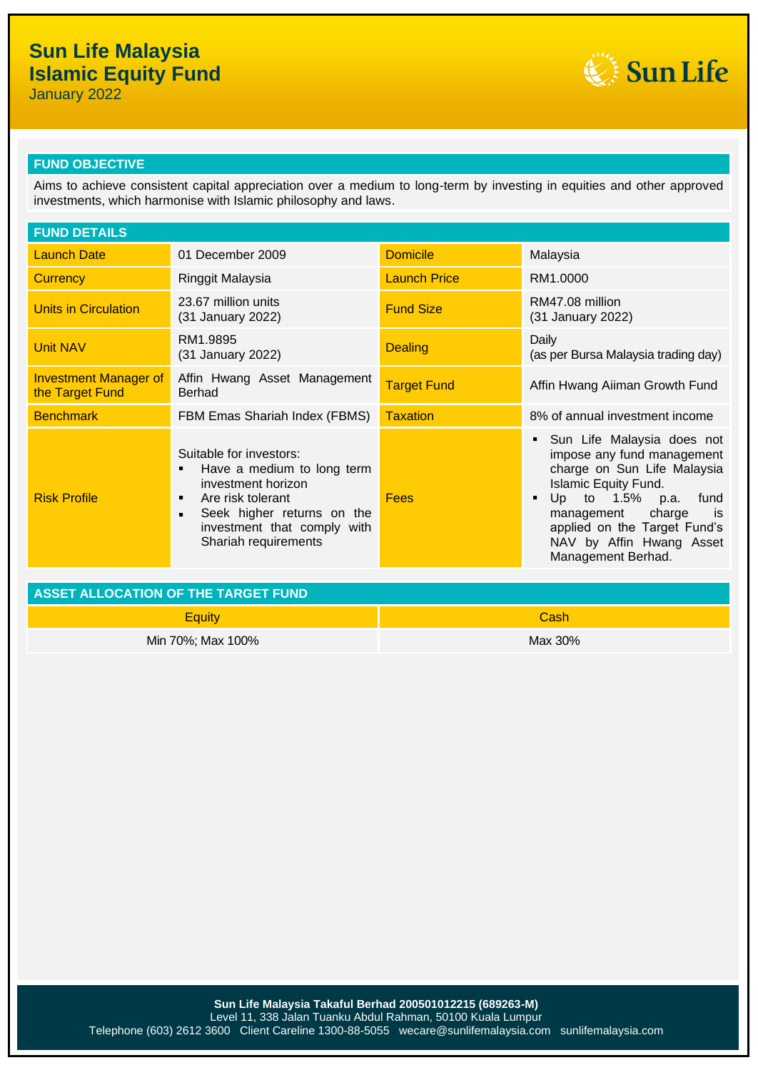# Sun Life Malaysia Islamic Equity Fund

January 2022

## FUND OBJECTIVE

Aims to achieve consistent capital appreciation over a medium to long-term by investing in equities and other approved investments, which harmonise with Islamic philosophy and laws.

## FUND DETAILS

| | | | |
|---|---|---|---|
| Launch Date | 01 December 2009 | Domicile | Malaysia |
| Currency | Ringgit Malaysia | Launch Price | RM1.0000 |
| Units in Circulation | 23.67 million units (31 January 2022) | Fund Size | RM47.08 million (31 January 2022) |
| Unit NAV | RM1.9895 (31 January 2022) | Dealing | Daily (as per Bursa Malaysia trading day) |
| Investment Manager of the Target Fund | Affin Hwang Asset Management Berhad | Target Fund | Affin Hwang Aiiman Growth Fund |
| Benchmark | FBM Emas Shariah Index (FBMS) | Taxation | 8% of annual investment income |
| Risk Profile | Suitable for investors:<br>▪ Have a medium to long term investment horizon<br>▪ Are risk tolerant<br>▪ Seek higher returns on the investment that comply with Shariah requirements | Fees | ▪ Sun Life Malaysia does not impose any fund management charge on Sun Life Malaysia Islamic Equity Fund.<br>▪ Up to 1.5% p.a. fund management charge is applied on the Target Fund's NAV by Affin Hwang Asset Management Berhad. |

## ASSET ALLOCATION OF THE TARGET FUND

| Equity | Cash |
|---|---|
| Min 70%; Max 100% | Max 30% |

**Sun Life Malaysia Takaful Berhad 200501012215 (689263-M)**
Level 11, 338 Jalan Tuanku Abdul Rahman, 50100 Kuala Lumpur
Telephone (603) 2612 3600 Client Careline 1300-88-5055 wecare@sunlifemalaysia.com sunlifemalaysia.com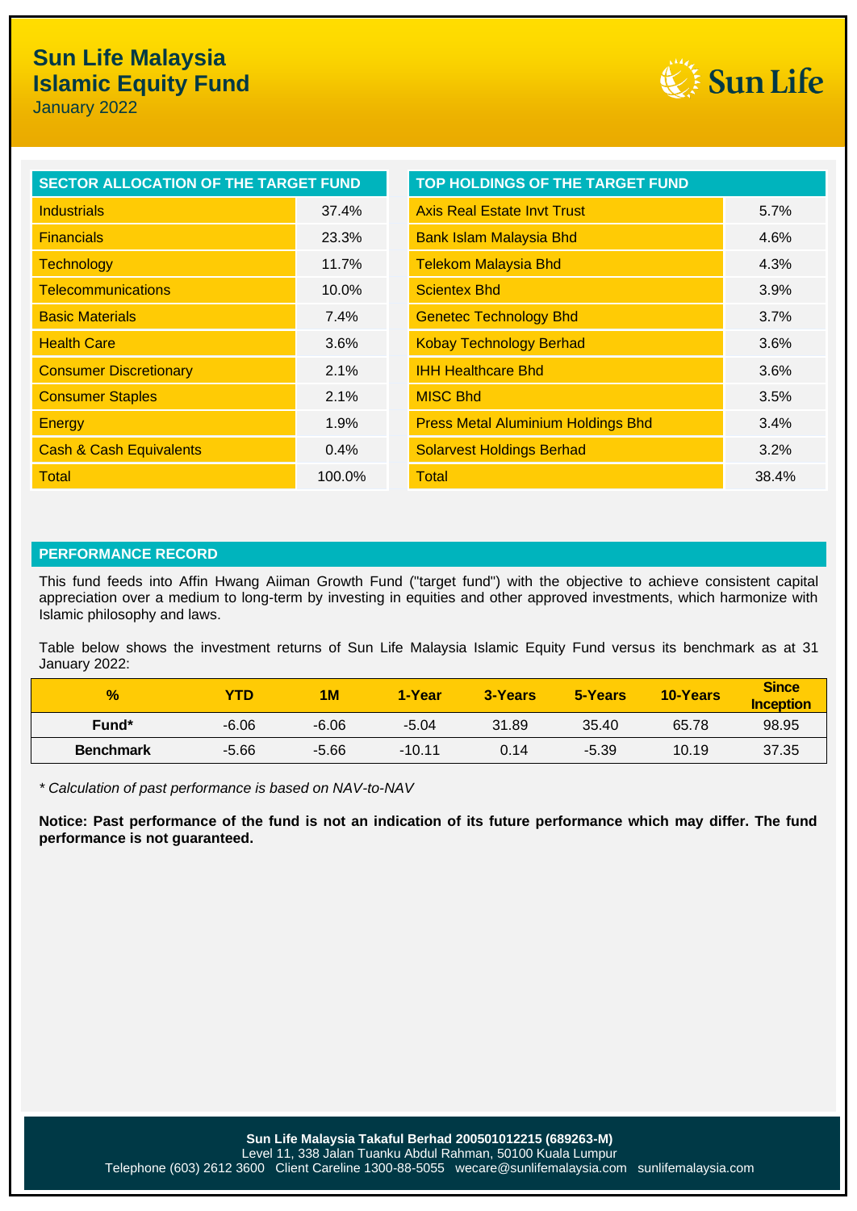# Sun Life Malaysia Islamic Equity Fund

January 2022

## SECTOR ALLOCATION OF THE TARGET FUND

| Sector | % |
|---|---|
| Industrials | 37.4% |
| Financials | 23.3% |
| Technology | 11.7% |
| Telecommunications | 10.0% |
| Basic Materials | 7.4% |
| Health Care | 3.6% |
| Consumer Discretionary | 2.1% |
| Consumer Staples | 2.1% |
| Energy | 1.9% |
| Cash & Cash Equivalents | 0.4% |
| Total | 100.0% |

## TOP HOLDINGS OF THE TARGET FUND

| Holding | % |
|---|---|
| Axis Real Estate Invt Trust | 5.7% |
| Bank Islam Malaysia Bhd | 4.6% |
| Telekom Malaysia Bhd | 4.3% |
| Scientex Bhd | 3.9% |
| Genetec Technology Bhd | 3.7% |
| Kobay Technology Berhad | 3.6% |
| IHH Healthcare Bhd | 3.6% |
| MISC Bhd | 3.5% |
| Press Metal Aluminium Holdings Bhd | 3.4% |
| Solarvest Holdings Berhad | 3.2% |
| Total | 38.4% |

## PERFORMANCE RECORD

This fund feeds into Affin Hwang Aiiman Growth Fund ("target fund") with the objective to achieve consistent capital appreciation over a medium to long-term by investing in equities and other approved investments, which harmonize with Islamic philosophy and laws.

Table below shows the investment returns of Sun Life Malaysia Islamic Equity Fund versus its benchmark as at 31 January 2022:

| % | YTD | 1M | 1-Year | 3-Years | 5-Years | 10-Years | Since Inception |
|---|---|---|---|---|---|---|---|
| **Fund*** | -6.06 | -6.06 | -5.04 | 31.89 | 35.40 | 65.78 | 98.95 |
| **Benchmark** | -5.66 | -5.66 | -10.11 | 0.14 | -5.39 | 10.19 | 37.35 |

*\* Calculation of past performance is based on NAV-to-NAV*

**Notice: Past performance of the fund is not an indication of its future performance which may differ. The fund performance is not guaranteed.**

**Sun Life Malaysia Takaful Berhad 200501012215 (689263-M)**
Level 11, 338 Jalan Tuanku Abdul Rahman, 50100 Kuala Lumpur
Telephone (603) 2612 3600 Client Careline 1300-88-5055 wecare@sunlifemalaysia.com sunlifemalaysia.com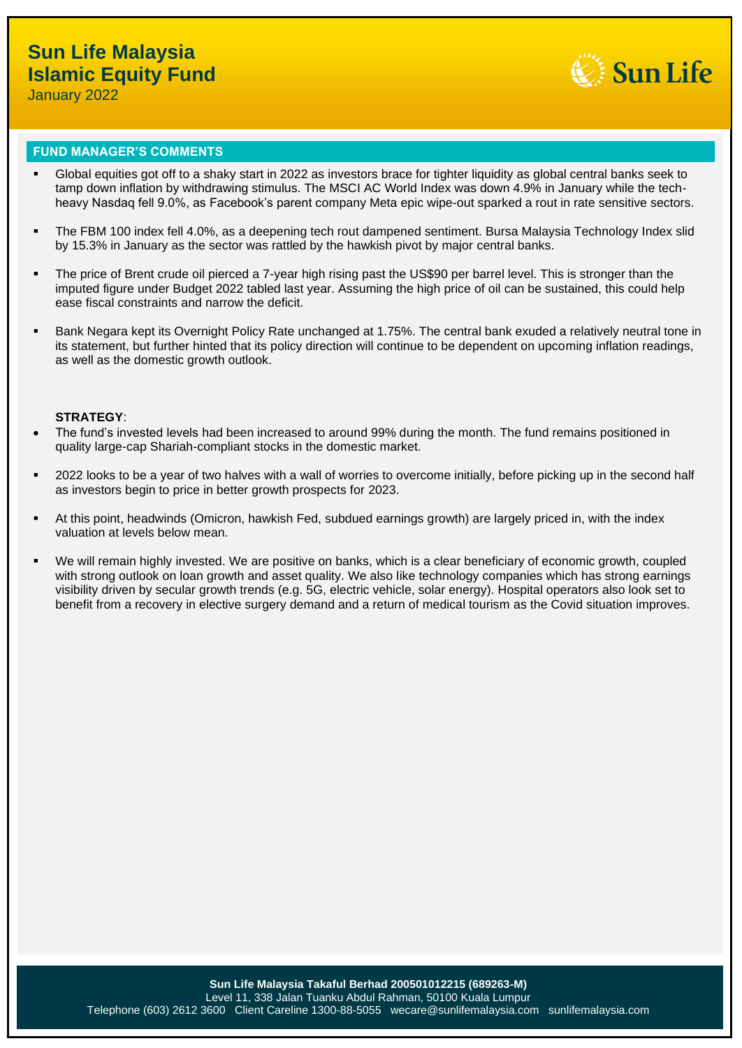# Sun Life Malaysia Islamic Equity Fund

January 2022

## FUND MANAGER'S COMMENTS

- Global equities got off to a shaky start in 2022 as investors brace for tighter liquidity as global central banks seek to tamp down inflation by withdrawing stimulus. The MSCI AC World Index was down 4.9% in January while the tech-heavy Nasdaq fell 9.0%, as Facebook's parent company Meta epic wipe-out sparked a rout in rate sensitive sectors.
- The FBM 100 index fell 4.0%, as a deepening tech rout dampened sentiment. Bursa Malaysia Technology Index slid by 15.3% in January as the sector was rattled by the hawkish pivot by major central banks.
- The price of Brent crude oil pierced a 7-year high rising past the US$90 per barrel level. This is stronger than the imputed figure under Budget 2022 tabled last year. Assuming the high price of oil can be sustained, this could help ease fiscal constraints and narrow the deficit.
- Bank Negara kept its Overnight Policy Rate unchanged at 1.75%. The central bank exuded a relatively neutral tone in its statement, but further hinted that its policy direction will continue to be dependent on upcoming inflation readings, as well as the domestic growth outlook.

**STRATEGY**:

- The fund's invested levels had been increased to around 99% during the month. The fund remains positioned in quality large-cap Shariah-compliant stocks in the domestic market.
- 2022 looks to be a year of two halves with a wall of worries to overcome initially, before picking up in the second half as investors begin to price in better growth prospects for 2023.
- At this point, headwinds (Omicron, hawkish Fed, subdued earnings growth) are largely priced in, with the index valuation at levels below mean.
- We will remain highly invested. We are positive on banks, which is a clear beneficiary of economic growth, coupled with strong outlook on loan growth and asset quality. We also like technology companies which has strong earnings visibility driven by secular growth trends (e.g. 5G, electric vehicle, solar energy). Hospital operators also look set to benefit from a recovery in elective surgery demand and a return of medical tourism as the Covid situation improves.

**Sun Life Malaysia Takaful Berhad 200501012215 (689263-M)**
Level 11, 338 Jalan Tuanku Abdul Rahman, 50100 Kuala Lumpur
Telephone (603) 2612 3600 Client Careline 1300-88-5055 wecare@sunlifemalaysia.com sunlifemalaysia.com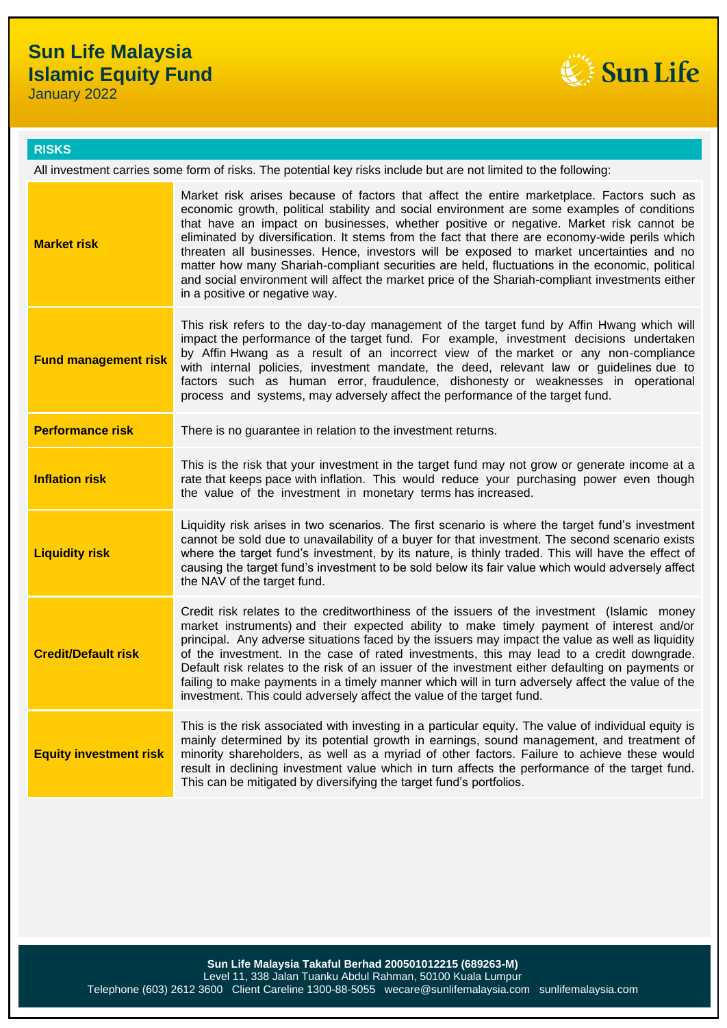# Sun Life Malaysia Islamic Equity Fund

January 2022

## RISKS

All investment carries some form of risks. The potential key risks include but are not limited to the following:

| | |
|---|---|
| **Market risk** | Market risk arises because of factors that affect the entire marketplace. Factors such as economic growth, political stability and social environment are some examples of conditions that have an impact on businesses, whether positive or negative. Market risk cannot be eliminated by diversification. It stems from the fact that there are economy-wide perils which threaten all businesses. Hence, investors will be exposed to market uncertainties and no matter how many Shariah-compliant securities are held, fluctuations in the economic, political and social environment will affect the market price of the Shariah-compliant investments either in a positive or negative way. |
| **Fund management risk** | This risk refers to the day-to-day management of the target fund by Affin Hwang which will impact the performance of the target fund. For example, investment decisions undertaken by Affin Hwang as a result of an incorrect view of the market or any non-compliance with internal policies, investment mandate, the deed, relevant law or guidelines due to factors such as human error, fraudulence, dishonesty or weaknesses in operational process and systems, may adversely affect the performance of the target fund. |
| **Performance risk** | There is no guarantee in relation to the investment returns. |
| **Inflation risk** | This is the risk that your investment in the target fund may not grow or generate income at a rate that keeps pace with inflation. This would reduce your purchasing power even though the value of the investment in monetary terms has increased. |
| **Liquidity risk** | Liquidity risk arises in two scenarios. The first scenario is where the target fund's investment cannot be sold due to unavailability of a buyer for that investment. The second scenario exists where the target fund's investment, by its nature, is thinly traded. This will have the effect of causing the target fund's investment to be sold below its fair value which would adversely affect the NAV of the target fund. |
| **Credit/Default risk** | Credit risk relates to the creditworthiness of the issuers of the investment (Islamic money market instruments) and their expected ability to make timely payment of interest and/or principal. Any adverse situations faced by the issuers may impact the value as well as liquidity of the investment. In the case of rated investments, this may lead to a credit downgrade. Default risk relates to the risk of an issuer of the investment either defaulting on payments or failing to make payments in a timely manner which will in turn adversely affect the value of the investment. This could adversely affect the value of the target fund. |
| **Equity investment risk** | This is the risk associated with investing in a particular equity. The value of individual equity is mainly determined by its potential growth in earnings, sound management, and treatment of minority shareholders, as well as a myriad of other factors. Failure to achieve these would result in declining investment value which in turn affects the performance of the target fund. This can be mitigated by diversifying the target fund's portfolios. |

**Sun Life Malaysia Takaful Berhad 200501012215 (689263-M)**
Level 11, 338 Jalan Tuanku Abdul Rahman, 50100 Kuala Lumpur
Telephone (603) 2612 3600 Client Careline 1300-88-5055 wecare@sunlifemalaysia.com sunlifemalaysia.com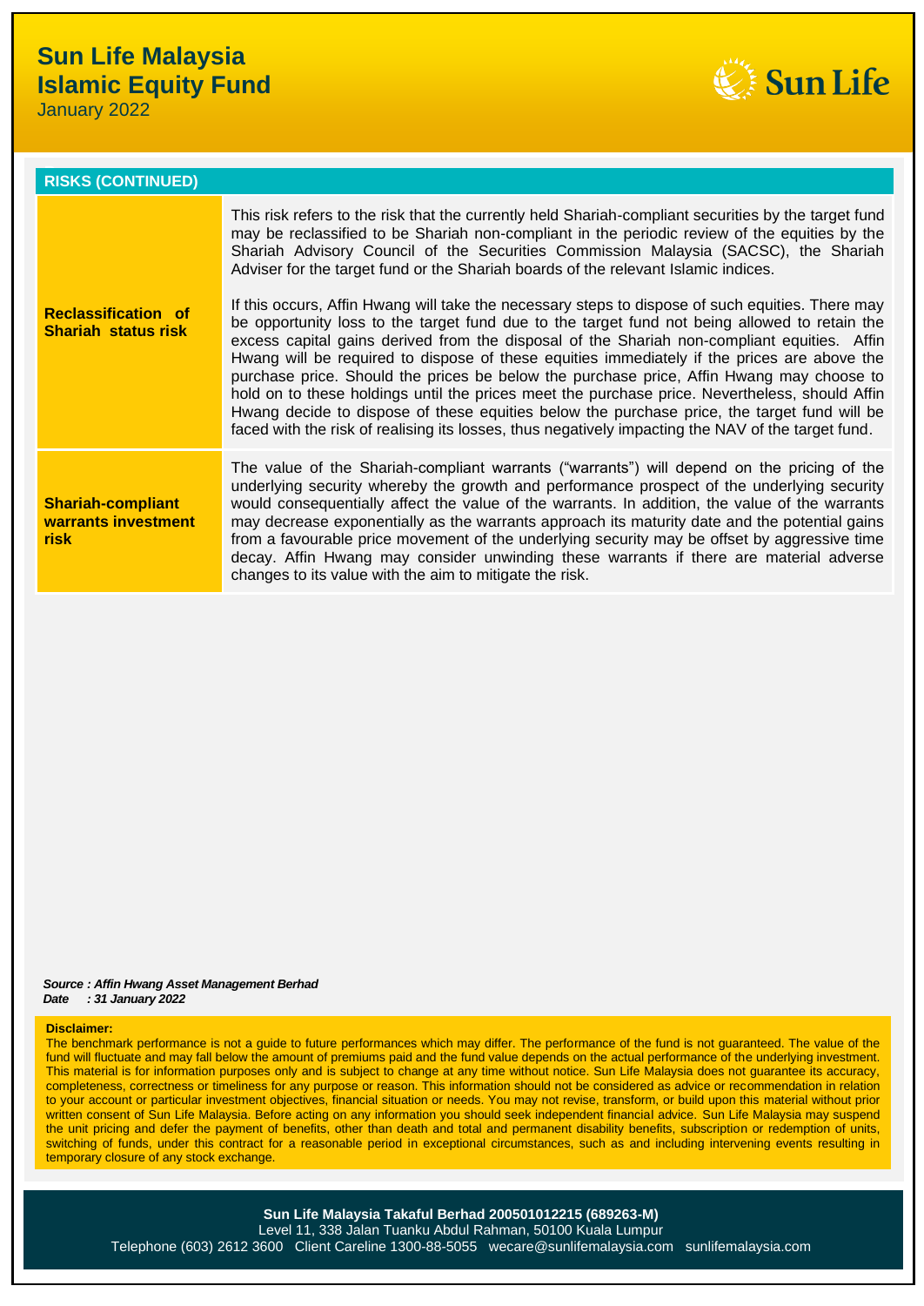# Sun Life Malaysia Islamic Equity Fund

January 2022

## RISKS (CONTINUED)

| | |
|---|---|
| **Reclassification of Shariah status risk** | This risk refers to the risk that the currently held Shariah-compliant securities by the target fund may be reclassified to be Shariah non-compliant in the periodic review of the equities by the Shariah Advisory Council of the Securities Commission Malaysia (SACSC), the Shariah Adviser for the target fund or the Shariah boards of the relevant Islamic indices.<br><br>If this occurs, Affin Hwang will take the necessary steps to dispose of such equities. There may be opportunity loss to the target fund due to the target fund not being allowed to retain the excess capital gains derived from the disposal of the Shariah non-compliant equities. Affin Hwang will be required to dispose of these equities immediately if the prices are above the purchase price. Should the prices be below the purchase price, Affin Hwang may choose to hold on to these holdings until the prices meet the purchase price. Nevertheless, should Affin Hwang decide to dispose of these equities below the purchase price, the target fund will be faced with the risk of realising its losses, thus negatively impacting the NAV of the target fund. |
| **Shariah-compliant warrants investment risk** | The value of the Shariah-compliant warrants ("warrants") will depend on the pricing of the underlying security whereby the growth and performance prospect of the underlying security would consequentially affect the value of the warrants. In addition, the value of the warrants may decrease exponentially as the warrants approach its maturity date and the potential gains from a favourable price movement of the underlying security may be offset by aggressive time decay. Affin Hwang may consider unwinding these warrants if there are material adverse changes to its value with the aim to mitigate the risk. |

*Source : Affin Hwang Asset Management Berhad*
*Date : 31 January 2022*

**Disclaimer:**
The benchmark performance is not a guide to future performances which may differ. The performance of the fund is not guaranteed. The value of the fund will fluctuate and may fall below the amount of premiums paid and the fund value depends on the actual performance of the underlying investment. This material is for information purposes only and is subject to change at any time without notice. Sun Life Malaysia does not guarantee its accuracy, completeness, correctness or timeliness for any purpose or reason. This information should not be considered as advice or recommendation in relation to your account or particular investment objectives, financial situation or needs. You may not revise, transform, or build upon this material without prior written consent of Sun Life Malaysia. Before acting on any information you should seek independent financial advice. Sun Life Malaysia may suspend the unit pricing and defer the payment of benefits, other than death and total and permanent disability benefits, subscription or redemption of units, switching of funds, under this contract for a reasonable period in exceptional circumstances, such as and including intervening events resulting in temporary closure of any stock exchange.

**Sun Life Malaysia Takaful Berhad 200501012215 (689263-M)**
Level 11, 338 Jalan Tuanku Abdul Rahman, 50100 Kuala Lumpur
Telephone (603) 2612 3600 Client Careline 1300-88-5055 wecare@sunlifemalaysia.com sunlifemalaysia.com